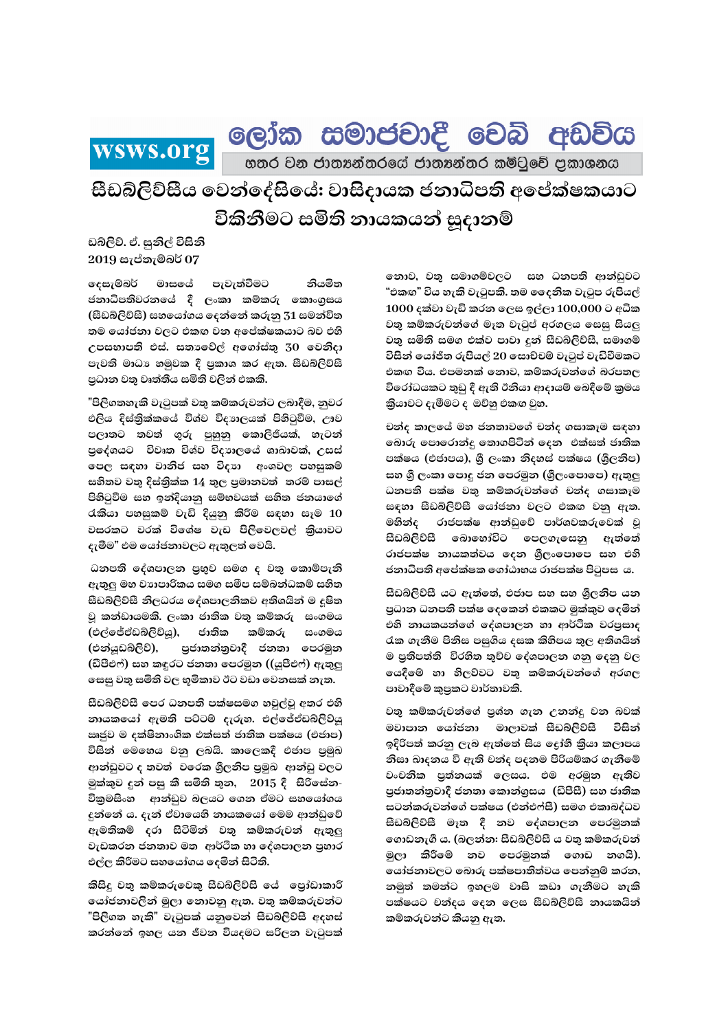wsws.org **ලෝක සමාජවාදී වෙබ් අඩවිය**

හතර වන ජාත්‍යන්තරයේ ජාත්‍යන්තර කමිටුවේ ප්‍රකාශනය

# සීඩබ්ලිව්සීය වෙන්දේසියේ: වාසිදායක ජනාධිපති අපේක්ෂකයාට විකිනීමට සමිති නායකයන් සූදානම්

ඩබ්ලිව්. ඒ. සුනිල් විසිනි
2019 සැප්තැම්බර් 07

දෙසැම්බර් මාසයේ පැවැත්වීමට නියමිත ජනාධිපතිවරනයේ දී ලංකා කම්කරු කොංග්‍රසය (සීඩබ්ලිව්සී) සහයෝගය දෙන්නේ කරුනු 31 සමන්විත තම යෝජනා වලට එකඟ වන අපේක්ෂකයාට බව එහි උපසභාපති එස්. සත්‍යවේල් අගෝස්තු 30 වෙනිදා පැවති මාධ්‍ය හමුවක දී ප්‍රකාශ කර ඇත. සීඩබ්ලිව්සී ප්‍රධාන වතු වෘත්තීය සමිති වලින් එකකි.

"පිලිගතහැකි වැටුපක් වතු කම්කරුවන්ට ලබාදීම, නුවර එලිය දිස්ත්‍රික්කයේ විශ්ව විද්‍යාලයක් පිහිටුවීම, ඌව පලාතට තවත් ගුරු පුහුනු කොලීජියක්, හැටන් ප්‍රදේශයට විවෘත විශ්ව විද්‍යාලයේ ශාඛාවක්, උසස් පෙල සඳහා වානිජ සහ විද්‍යා අංශවල පහසුකම් සහිතව වතු දිස්ත්‍රික්ක 14 තුල ප්‍රමානවත් තරම් පාසල් පිහිටුවීම සහ ඉන්දියානු සම්භවයක් සහිත ජනයාගේ රැකියා පහසුකම් වැඩි දියුනු කිරීම සඳහා සෑම 10 වසරකට වරක් විශේෂ වැඩ පිලිවෙලවල් ක්‍රියාවට දැමීම" එම යෝජනාවලට ඇතුලත් වෙයි.

ධනපති දේශපාලන ප්‍රභූව සමග ද වතු කොම්පැනි ඇතුලු මහ ව්‍යාපාරිකයෙ සමග සමීප සම්බන්ධකම් සහිත සීඩබ්ලිව්සී නිලධරය දේශපාලනිකව අතිශයින් ම දූෂිත වූ කන්ඩායමකි. ලංකා ජාතික වතු කම්කරු සංගමය (එල්ජේඊඩබ්ලිව්යු), ජාතික කම්කරු සංගමය (එන්යූඩබ්ලිව්), ප්‍රජාතන්ත්‍රවාදී ජනතා පෙරමුන (ඩීපීඑෆ්) සහ කඳුරට ජනතා පෙරමුන ((යූපීඑෆ්) ඇතුලු සෙසු වතු සමිති වල භූමිකාව ඊට වඩා වෙනසක් නැත.

සීඩබ්ලිව්සී පෙර ධනපති පක්ෂසමග හවුල්වූ අතර එහි නායකයෝ ඇමති පට්ටම් දැරූහ. එල්ජේඊඩබ්ලිව්යු සෘජුව ම දක්ෂිනාංශික එක්සත් ජාතික පක්ෂය (එජාප) විසින් මෙහෙය වනු ලබයි. කාලෙකදී එජාප ප්‍රමුඛ ආන්ඩුවට ද තවත් වරෙක ශ්‍රීලනිප ප්‍රමුඛ ආන්ඩු වලට මුක්කුව දුන් පසු කී සමිති තුන, 2015 දී සිරිසේන-වික්‍රමසිංහ ආන්ඩුව බලයට ගෙන ඒමට සහයෝගය දුන්නේ ය. දැන් ඒවායෙහි නායකයෝ මෙම ආන්ඩුවේ ඇමතිකම් දරා සිටිමින් වතු කම්කරුවන් ඇතුලු වැඩකරන ජනතාව මත ආර්ථික හා දේශපාලන ප්‍රහාර එල්ල කිරීමට සහයෝගය දෙමින් සිටිති.

කිසිදු වතු කම්කරුවෙකු සීඩබ්ලිව්සී යේ ප්‍රෝඩාකාරී යෝජනාවලින් මුලා නොවනු ඇත. වතු කම්කරුවන්ට "පිලිගත හැකි" වැටුපක් යනුවෙන් සීඩබ්ලිව්සී අදහස් කරන්නේ ඉහල යන ජීවන වියදමට සරිලන වැටුපක් නොව, වතු සමාගම්වලට සහ ධනපති ආන්ඩුවට "එකඟ" විය හැකි වැටුපකි. තම දෛනික වැටුප රුපියල් 1000 දක්වා වැඩි කරන ලෙස ඉල්ලා 100,000 ට අධික වතු කම්කරුවන්ගේ මෑත වැටුප් අරගලය සෙසු සියලු වතු සමිති සමග එක්ව පාවා දුන් සීඩබ්ලිව්සී, සමාගම් විසින් යෝජිත රුපියල් 20 සොච්චම් වැටුප් වැඩිවීමකට එකඟ විය. එපමනක් නොව, කම්කරුවන්ගේ බරපතල විරෝධයකට තුඩු දී ඇති ඵනියා ආදායම් බෙදීමේ ක්‍රමය ක්‍රියාවට දැමීමට ද ඔව්හු එකඟ වූහ.

ඡන්ද කාලයේ මහ ජනතාවගේ ඡන්ද ගසාකෑම සඳහා බොරු පොරොන්දු නොගපිටින් දෙන එක්සත් ජාතික පක්ෂය (එජාපය), ශ්‍රී ලංකා නිදහස් පක්ෂය (ශ්‍රීලනිප) සහ ශ්‍රී ලංකා පොදු ජන පෙරමුන (ශ්‍රීලංපොපෙ) ඇතුලු ධනපති පක්ෂ වතු කම්කරුවන්ගේ ඡන්ද ගසාකෑම සඳහා සීඩබ්ලිව්සී යෝජනා වලට එකඟ වනු ඇත. මහින්ද රාජපක්ෂ ආන්ඩුවේ පාර්ශවකරුවෙක් වූ සීඩබ්ලිව්සී බොහෝවිට පෙලගැසෙනු ඇත්තේ රාජපක්ෂ නායකත්වය දෙන ශ්‍රීලංපොපෙ සහ එහි ජනාධිපති අපේක්ෂක ගෝඨාභය රාජපක්ෂ පිටුපස ය.

සීඩබ්ලිව්සී යට ඇත්තේ, එජාප සහ සහ ශ්‍රීලනිප යන ප්‍රධාන ධනපති පක්ෂ දෙකෙන් එකකට මුක්කුව දෙමින් එහි නායකයන්ගේ දේශපාලන හා ආර්ථික වරප්‍රසාද රැක ගැනීම පිනිස පසුගිය දශක කිහිපය තුල අතිශයින් ම ප්‍රතිපත්ති විරහිත තුච්ච දේශපාලන ගනු දෙනු වල යෙදීමේ හා නිලච්චට වතු කම්කරුවන්ගේ අරගල පාවාදීමේ කුප්‍රකට වාර්තාවකි.

වතු කම්කරුවන්ගේ ප්‍රශ්න ගැන උනන්දු වන බවක් මවාපාන යෝජනා මාලාවක් සීඩබ්ලිව්සී විසින් ඉදිරිපත් කරනු ලැබ ඇත්තේ සිය ද්‍රෝහී ක්‍රියා කලාපය නිසා බාදනය වී ඇති ඡන්ද පදනම පිරියම්කර ගැනීමේ වංචනික ප්‍රත්නයක් ලෙසය. එම අරමුන ඇතිව ප්‍රජාතන්ත්‍රවාදී ජනතා කොන්ග්‍රසය (ඩීපීසී) සහ ජාතික සටන්කරුවන්ගේ පක්ෂය (එන්එෆ්සී) සමග එකාබද්ධව සීඩබ්ලිව්සී මෑත දී නව දේශපාලන පෙරමුනක් ගොඩනැගී ය. (බලන්න: සීඩබ්ලිව්සී ය වතු කම්කරුවන් මුලා කිරීමේ නව පෙරමුනක් ගොඩ නගයි). යෝජනාවලට බොරු පක්ෂපාතිත්වය පෙන්නුම් කරන, නමුත් තමන්ට ඉහලම වාසි කඩා ගැනීමට හැකි පක්ෂයට ඡන්දය දෙන ලෙස සීඩබ්ලිව්සී නායකයින් කම්කරුවන්ට කියනු ඇත.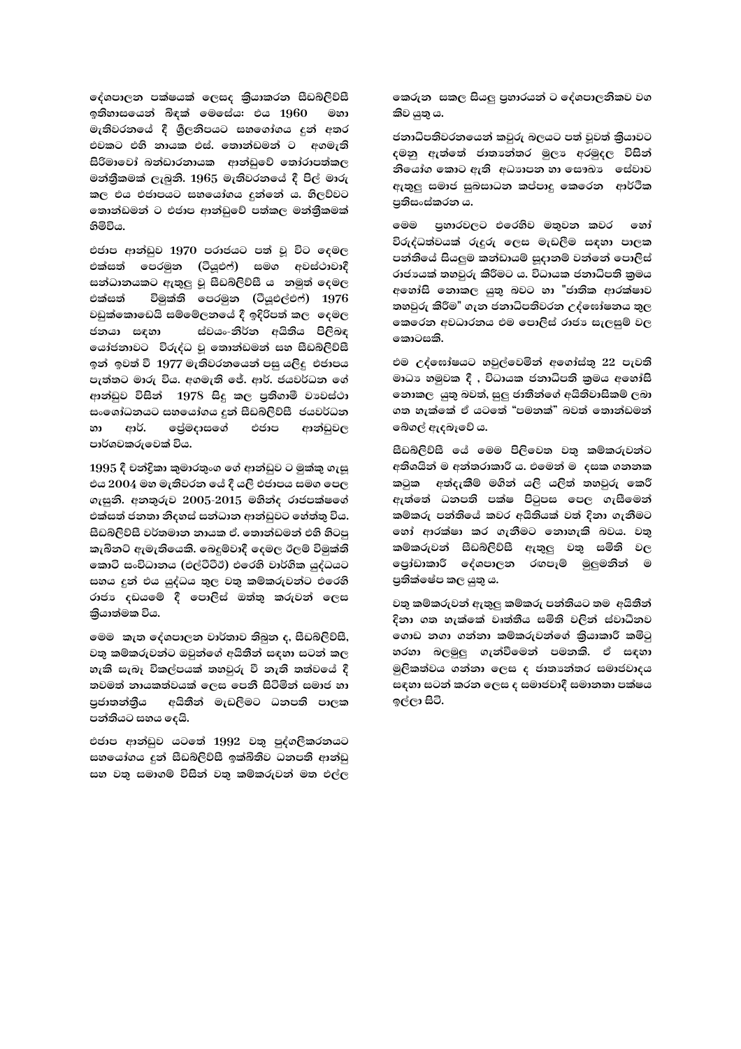දේශපාලන පක්ෂයක් ලෙසද ක්‍රියාකරන සීඩබ්ලිව්සී ඉතිහාසයෙන් බිඳක් මෙසේය: එය 1960 මහ මැතිවරනයේ දී ශ්‍රීලනිපයට සහයෝගය දුන් අතර එවකට එහි නායක එස්. තොන්ඩමන් ට අගමැති සිරිමාවෝ බන්ඩාරනායක ආන්ඩුවේ තෝරාපත්කල මන්ත්‍රීකමක් ලැබුනි. 1965 මැතිවරනයේ දී පිල් මාරු කල එය එජාපයට සහයෝගය දුන්නේ ය. හිලව්වට තොන්ඩමන් ට එජාප ආන්ඩුවේ පත්කල මන්ත්‍රීකමක් හිමිවිය.

එජාප ආන්ඩුව 1970 පරාජයට පත් වූ විට දෙමල එක්සත් පෙරමුන (ටියුඑෆ්) සමග අවස්ථාවාදී සන්ධානයකට ඇතුලු වූ සීඩබ්ලිව්සී ය නමුත් දෙමල එක්සත් විමුක්ති පෙරමුන (ටියුඑල්එෆ්) 1976 වඩුක්කොඩෙයි සම්මේලනයේ දී ඉදිරිපත් කල දෙමල ජනයා සඳහා ස්වයං-නිර්න අයිතිය පිලිබඳ යෝජනාවට විරුද්ධ වූ තොන්ඩමන් සහ සීඩබ්ලිව්සී ඉන් ඉවත් වී 1977 මැතිවරනයෙන් පසු යලිදු එජාපය පැත්තට මාරු විය. අගමැති ජේ. ආර්. ජයවර්ධන ගේ ආන්ඩුව විසින් 1978 සිදු කල ප්‍රතිගාමී ව්‍යවස්ථා සංශෝධනයට සහයෝගය දුන් සීඩබ්ලිව්සී ජයවර්ධන හා ආර්. ප්‍රේමදාසගේ එජාප ආන්ඩුවල පාර්ශවකරුවෙක් විය.

1995 දී චන්ද්‍රිකා කුමාරතුංග ගේ ආන්ඩුව ට මුක්කු ගැසූ එය 2004 මහ මැතිවරන යේ දී යලි එජාපය සමග පෙල ගැසුනි. අනතුරුව 2005-2015 මහින්ද රාජපක්ෂගේ එක්සත් ජනතා නිදහස් සන්ධාන ආන්ඩුවට හේත්තු විය. සීඩබ්ලිව්සී වර්තමාන නායක ඒ. තොන්ඩමන් එහි හිටපු කැබිනට් ඇමැතියෙකි. බෙදුම්වාදී දෙමල ඊලම් විමුක්ති කොටි සංවිධානය (එල්ටීටීඊ) එරෙහි වාර්ගික යුද්ධයට සහය දුන් එය යුද්ධය තුල වතු කම්කරුවන්ට එරෙහි රාජ්‍ය දඩයමේ දී පොලිස් ඔත්තු කරුවන් ලෙස ක්‍රියාත්මක විය.

මෙම කැත දේශපාලන වාර්තාව තිබුන ද, සීඩබ්ලිව්සී, වතු කම්කරුවන්ට ඔවුන්ගේ අයිතීන් සඳහා සටන් කල හැකි සැබෑ විකල්පයක් තහවුරු වී නැති තත්වයේ දී තවමත් නායකත්වයක් ලෙස පෙනී සිටිමින් සමාජ හා ප්‍රජාතන්ත්‍රීය අයිතීන් මැඩලීමට ධනපති පාලක පන්තියට සහය දෙයි.

එජාප ආන්ඩුව යටතේ 1992 වතු පුද්ගලීකරනයට සහයෝගය දුන් සීඩබ්ලිව්සී ඉක්බිතිව ධනපති ආන්ඩු සහ වතු සමාගම් විසින් වතු කම්කරුවන් මත එල්ල කෙරුන සකල සියලු ප්‍රහාරයන් ට දේශපාලනිකව වග කිව යුතු ය.

ජනාධිපතිවරනයෙන් කවුරු බලයට පත් වුවත් ක්‍රියාවට දමනු ඇත්තේ ජාත්‍යන්තර මූල්‍ය අරමුදල විසින් නියෝග කොට ඇති අධ්‍යාපන හා සෞඛ්‍ය සේවාව ඇතුලු සමාජ සුබසාධන කප්පාදු කෙරෙන ආර්ථික ප්‍රතිසංස්කරන ය.

මෙම ප්‍රහාරවලට එරෙහිව මතුවන කවර හෝ විරුද්ධත්වයක් රුදුරු ලෙස මැඩලීම සඳහා පාලක පන්තියේ සියලුම කන්ඩායම් සූදානම් වන්නේ පොලිස් රාජ්‍යයක් තහවුරු කිරීමට ය. විධායක ජනාධිපති ක්‍රමය අහෝසි නොකල යුතු බවට හා "ජාතික ආරක්ෂාව තහවුරු කිරීම" ගැන ජනාධිපතිවරන උද්ඝෝෂනය තුල කෙරෙන අවධාරනය එම පොලිස් රාජ්‍ය සැලසුම් වල කොටසකි.

එම උද්ඝෝෂයට හවුල්වෙමින් අගෝස්තු 22 පැවති මාධ්‍ය හමුවක දී , විධායක ජනාධිපති ක්‍රමය අහෝසි නොකල යුතු බවත්, සුලු ජාතීන්ගේ අයිතිවාසිකම් ලබා ගත හැක්කේ ඒ යටතේ "පමනක්" බවත් තොන්ඩමන් බෙගල් ඇදබෑවේ ය.

සීඩබ්ලිව්සී යේ මෙම පිලිවෙත වතු කම්කරුවන්ට අතිශයින් ම අන්තරාකාරී ය. එමෙන් ම දසක ගනනක කටුක අත්දැකීම් මගින් යලි යලිත් තහවුරු කෙරී ඇත්තේ ධනපති පක්ෂ පිටුපස පෙල ගැසීමෙන් කම්කරු පන්තියේ කවර අයිතියක් වත් දිනා ගැනීමට හෝ ආරක්ෂා කර ගැනීමට නොහැකි බවය. වතු කම්කරුවන් සීඩබ්ලිව්සී ඇතුලු වතු සමිති වල ප්‍රෝඩාකාරී දේශපාලන රඟපෑම් මුලුමනින් ම ප්‍රතික්ෂේප කල යුතු ය.

වතු කම්කරුවන් ඇතුලු කම්කරු පන්තියට තම අයිතීන් දිනා ගත හැක්කේ වෘත්තිය සමිති වලින් ස්වාධීනව ගොඩ නගා ගන්නා කම්කරුවන්ගේ ක්‍රියාකාරී කමිටු හරහා බලමුලු ගැන්වීමෙන් පමනකි. ඒ සඳහා මූලිකත්වය ගන්නා ලෙස ද ජාත්‍යන්තර සමාජවාදය සඳහා සටන් කරන ලෙස ද සමාජවාදී සමානතා පක්ෂය ඉල්ලා සිටී.